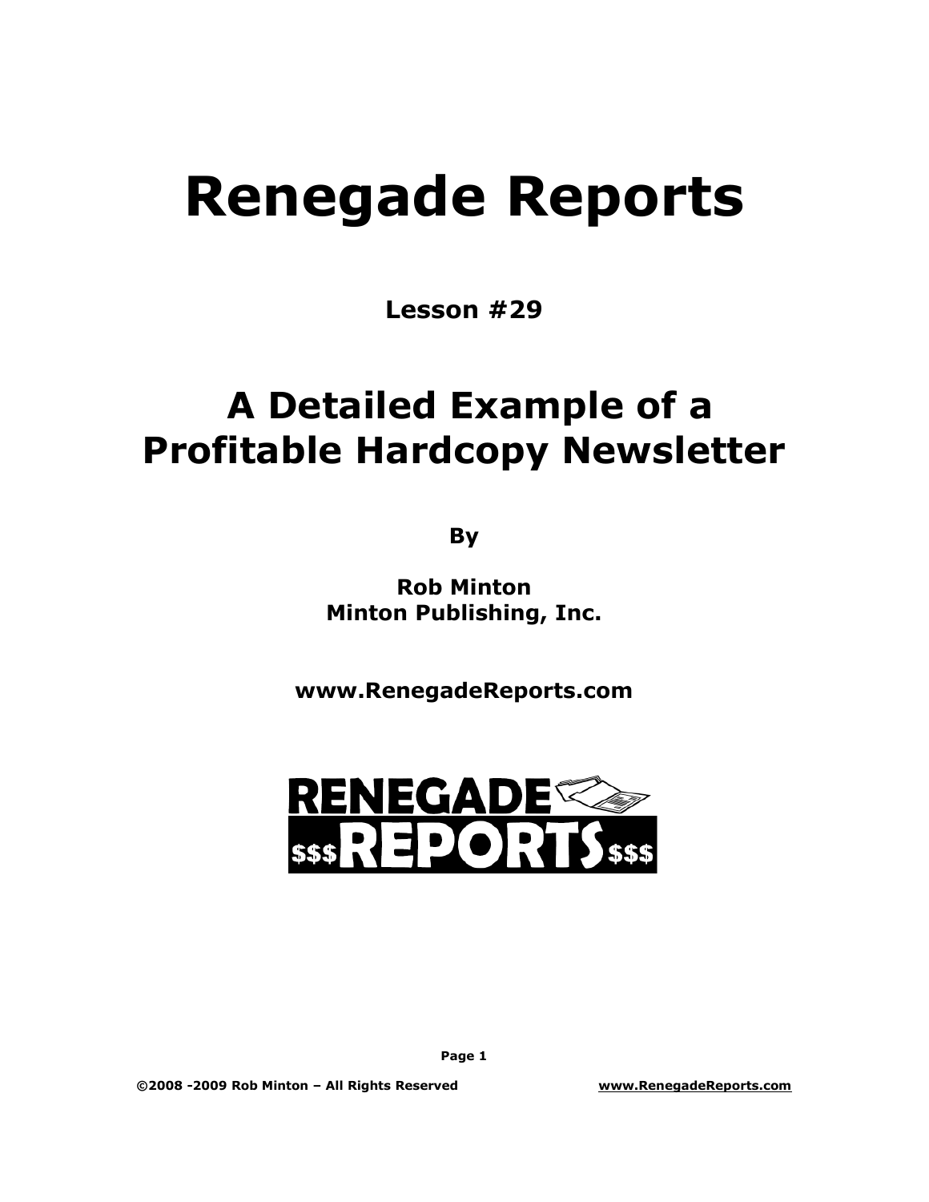# Renegade Reports

**Lesson #29**

## A Detailed Example of a Profitable Hardcopy Newsletter

**By**

**Rob Minton**
**Minton Publishing, Inc.**

**www.RenegadeReports.com**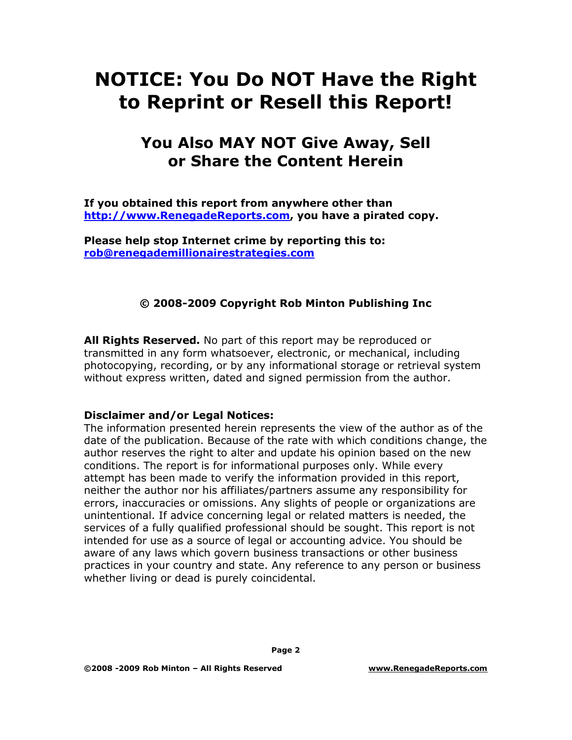# NOTICE: You Do NOT Have the Right to Reprint or Resell this Report!

## You Also MAY NOT Give Away, Sell or Share the Content Herein

**If you obtained this report from anywhere other than [http://www.RenegadeReports.com](http://www.RenegadeReports.com), you have a pirated copy.**

**Please help stop Internet crime by reporting this to: [rob@renegademillionairestrategies.com](mailto:rob@renegademillionairestrategies.com)**

**© 2008-2009 Copyright Rob Minton Publishing Inc**

**All Rights Reserved.** No part of this report may be reproduced or transmitted in any form whatsoever, electronic, or mechanical, including photocopying, recording, or by any informational storage or retrieval system without express written, dated and signed permission from the author.

**Disclaimer and/or Legal Notices:**
The information presented herein represents the view of the author as of the date of the publication. Because of the rate with which conditions change, the author reserves the right to alter and update his opinion based on the new conditions. The report is for informational purposes only. While every attempt has been made to verify the information provided in this report, neither the author nor his affiliates/partners assume any responsibility for errors, inaccuracies or omissions. Any slights of people or organizations are unintentional. If advice concerning legal or related matters is needed, the services of a fully qualified professional should be sought. This report is not intended for use as a source of legal or accounting advice. You should be aware of any laws which govern business transactions or other business practices in your country and state. Any reference to any person or business whether living or dead is purely coincidental.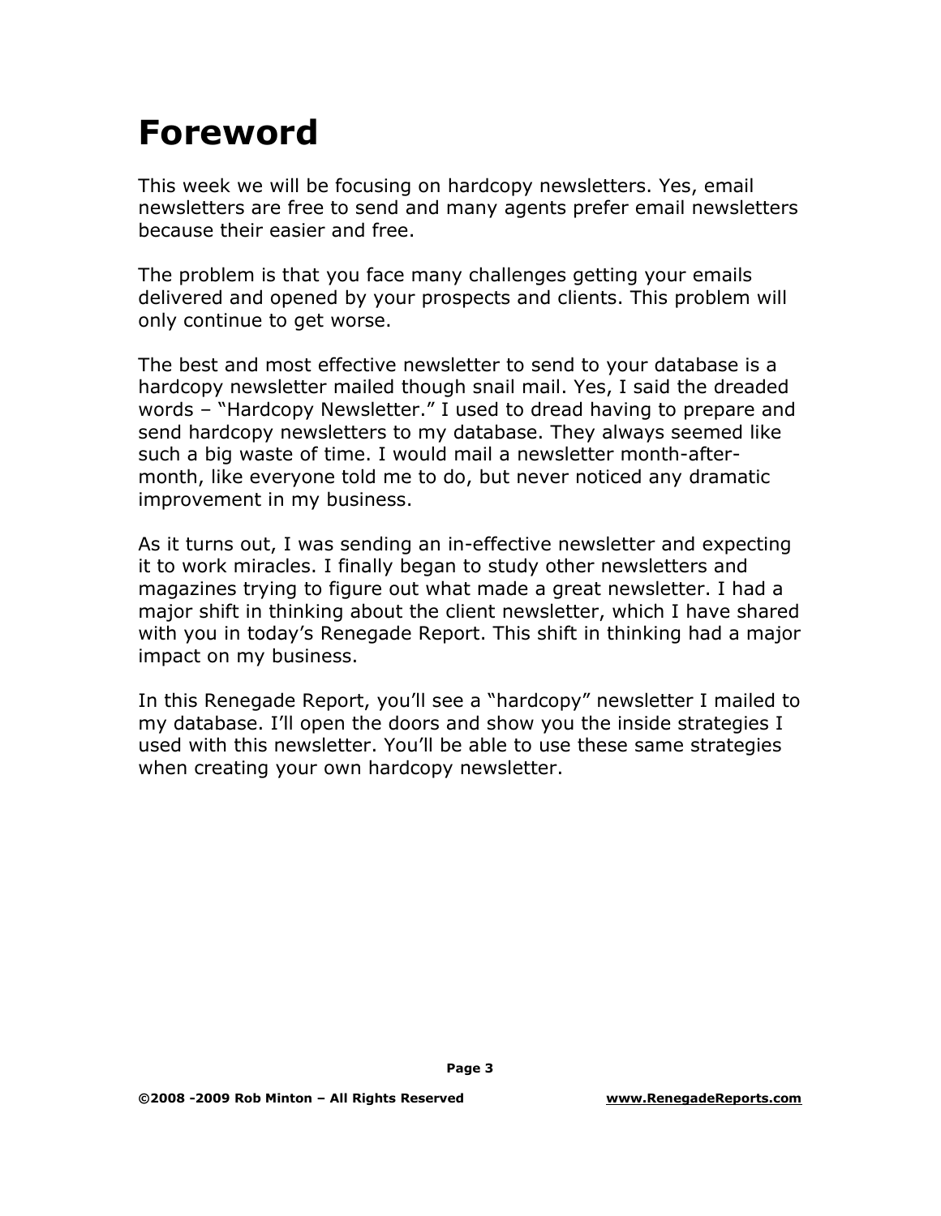# Foreword

This week we will be focusing on hardcopy newsletters. Yes, email newsletters are free to send and many agents prefer email newsletters because their easier and free.

The problem is that you face many challenges getting your emails delivered and opened by your prospects and clients. This problem will only continue to get worse.

The best and most effective newsletter to send to your database is a hardcopy newsletter mailed though snail mail. Yes, I said the dreaded words – "Hardcopy Newsletter." I used to dread having to prepare and send hardcopy newsletters to my database. They always seemed like such a big waste of time. I would mail a newsletter month-after-month, like everyone told me to do, but never noticed any dramatic improvement in my business.

As it turns out, I was sending an in-effective newsletter and expecting it to work miracles. I finally began to study other newsletters and magazines trying to figure out what made a great newsletter. I had a major shift in thinking about the client newsletter, which I have shared with you in today's Renegade Report. This shift in thinking had a major impact on my business.

In this Renegade Report, you'll see a "hardcopy" newsletter I mailed to my database. I'll open the doors and show you the inside strategies I used with this newsletter. You'll be able to use these same strategies when creating your own hardcopy newsletter.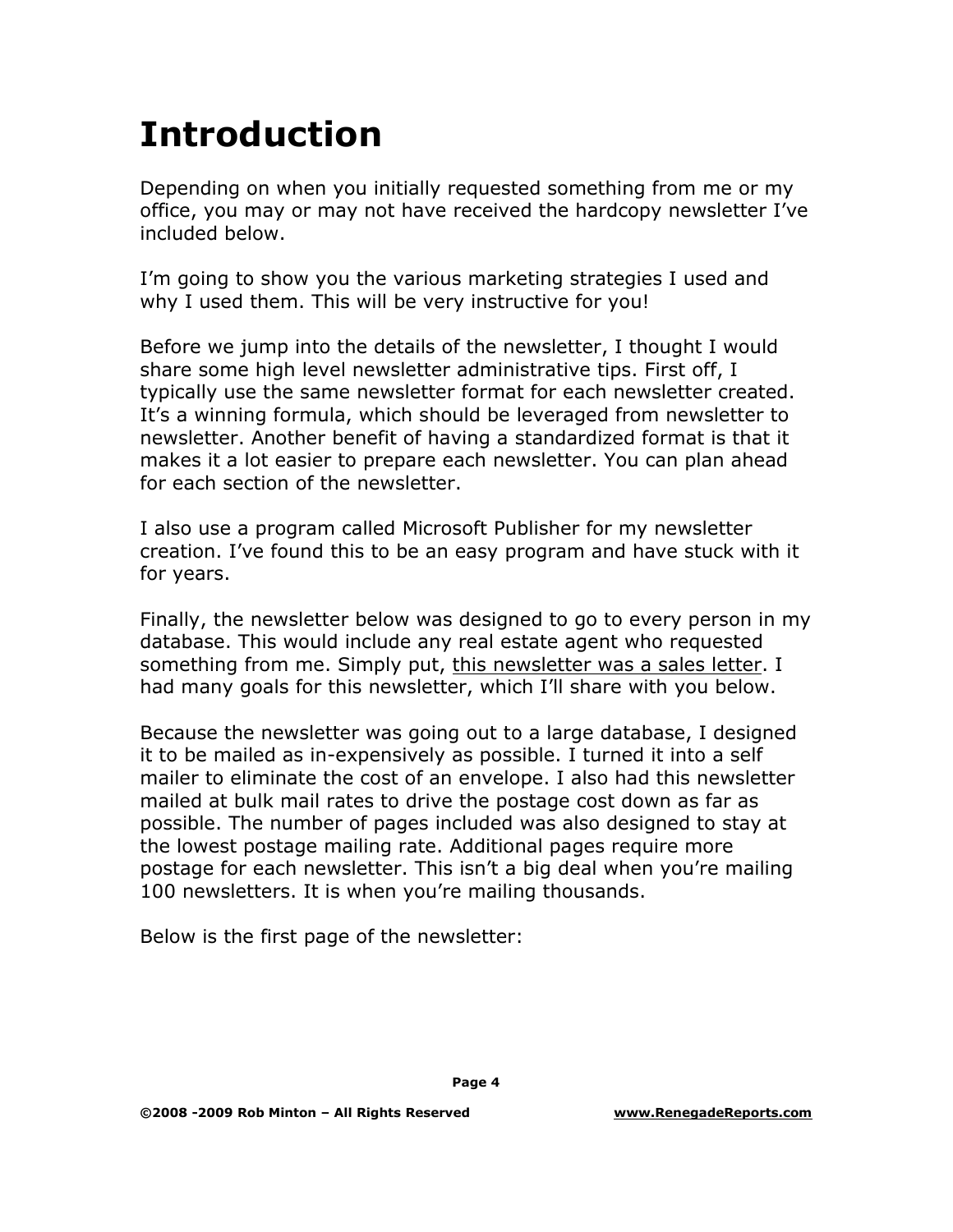# Introduction

Depending on when you initially requested something from me or my office, you may or may not have received the hardcopy newsletter I've included below.

I'm going to show you the various marketing strategies I used and why I used them. This will be very instructive for you!

Before we jump into the details of the newsletter, I thought I would share some high level newsletter administrative tips. First off, I typically use the same newsletter format for each newsletter created. It's a winning formula, which should be leveraged from newsletter to newsletter. Another benefit of having a standardized format is that it makes it a lot easier to prepare each newsletter. You can plan ahead for each section of the newsletter.

I also use a program called Microsoft Publisher for my newsletter creation. I've found this to be an easy program and have stuck with it for years.

Finally, the newsletter below was designed to go to every person in my database. This would include any real estate agent who requested something from me. Simply put, <u>this newsletter was a sales letter</u>. I had many goals for this newsletter, which I'll share with you below.

Because the newsletter was going out to a large database, I designed it to be mailed as in-expensively as possible. I turned it into a self mailer to eliminate the cost of an envelope. I also had this newsletter mailed at bulk mail rates to drive the postage cost down as far as possible. The number of pages included was also designed to stay at the lowest postage mailing rate. Additional pages require more postage for each newsletter. This isn't a big deal when you're mailing 100 newsletters. It is when you're mailing thousands.

Below is the first page of the newsletter: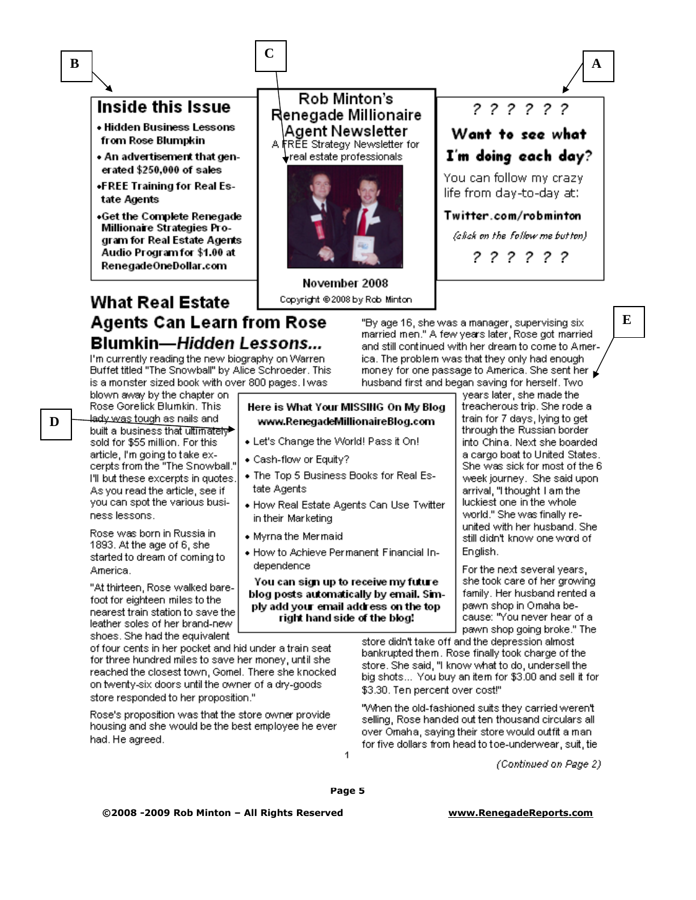B

C

A

## Inside this Issue

- **Hidden Business Lessons from Rose Blumpkin**
- **An advertisement that generated $250,000 of sales**
- **FREE Training for Real Estate Agents**
- **Get the Complete Renegade Millionaire Strategies Program for Real Estate Agents Audio Program for $1.00 at RenegadeOneDollar.com**

# Rob Minton's Renegade Millionaire Agent Newsletter

A FREE Strategy Newsletter for real estate professionals

**November 2008**

Copyright ©2008 by Rob Minton

? ? ? ? ? ?

**Want to see what I'm doing each day?**

You can follow my crazy life from day-to-day at:

**Twitter.com/robminton**

*(click on the follow me button)*

? ? ? ? ? ?

## What Real Estate Agents Can Learn from Rose Blumkin—*Hidden Lessons...*

I'm currently reading the new biography on Warren Buffet titled "The Snowball" by Alice Schroeder. This is a monster sized book with over 800 pages. I was blown away by the chapter on Rose Gorelick Blumkin. This lady was tough as nails and built a business that ultimately sold for $55 million. For this article, I'm going to take excerpts from the "The Snowball." I'll but these excerpts in quotes. As you read the article, see if you can spot the various business lessons.

Rose was born in Russia in 1893. At the age of 6, she started to dream of coming to America.

"At thirteen, Rose walked barefoot for eighteen miles to the nearest train station to save the leather soles of her brand-new shoes. She had the equivalent of four cents in her pocket and hid under a train seat for three hundred miles to save her money, until she reached the closest town, Gomel. There she knocked on twenty-six doors until the owner of a dry-goods store responded to her proposition."

Rose's proposition was that the store owner provide housing and she would be the best employee he ever had. He agreed.

"By age 16, she was a manager, supervising six married men." A few years later, Rose got married and still continued with her dream to come to America. The problem was that they only had enough money for one passage to America. She sent her husband first and began saving for herself. Two years later, she made the treacherous trip. She rode a train for 7 days, lying to get through the Russian border into China. Next she boarded a cargo boat to United States. She was sick for most of the 6 week journey. She said upon arrival, "I thought I am the luckiest one in the whole world." She was finally reunited with her husband. She still didn't know one word of English.

For the next several years, she took care of her growing family. Her husband rented a pawn shop in Omaha because: "You never hear of a pawn shop going broke." The store didn't take off and the depression almost bankrupted them. Rose finally took charge of the store. She said, "I know what to do, undersell the big shots... You buy an item for $3.00 and sell it for $3.30. Ten percent over cost!"

"When the old-fashioned suits they carried weren't selling, Rose handed out ten thousand circulars all over Omaha, saying their store would outfit a man for five dollars from head to toe-underwear, suit, tie

*(Continued on Page 2)*

D

**Here is What Your MISSING On My Blog www.RenegadeMillionaireBlog.com**

- Let's Change the World! Pass it On!
- Cash-flow or Equity?
- The Top 5 Business Books for Real Estate Agents
- How Real Estate Agents Can Use Twitter in their Marketing
- Myrna the Mermaid
- How to Achieve Permanent Financial Independence

**You can sign up to receive my future blog posts automatically by email. Simply add your email address on the top right hand side of the blog!**

E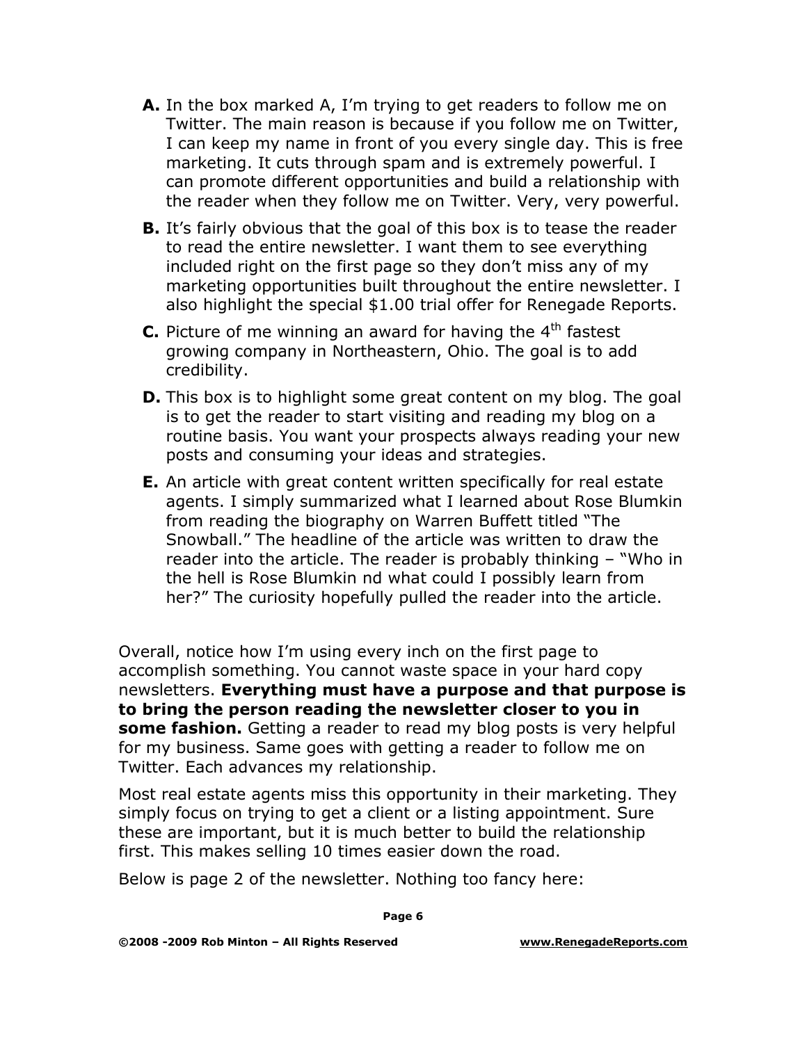- **A.** In the box marked A, I'm trying to get readers to follow me on Twitter. The main reason is because if you follow me on Twitter, I can keep my name in front of you every single day. This is free marketing. It cuts through spam and is extremely powerful. I can promote different opportunities and build a relationship with the reader when they follow me on Twitter. Very, very powerful.
- **B.** It's fairly obvious that the goal of this box is to tease the reader to read the entire newsletter. I want them to see everything included right on the first page so they don't miss any of my marketing opportunities built throughout the entire newsletter. I also highlight the special $1.00 trial offer for Renegade Reports.
- **C.** Picture of me winning an award for having the 4th fastest growing company in Northeastern, Ohio. The goal is to add credibility.
- **D.** This box is to highlight some great content on my blog. The goal is to get the reader to start visiting and reading my blog on a routine basis. You want your prospects always reading your new posts and consuming your ideas and strategies.
- **E.** An article with great content written specifically for real estate agents. I simply summarized what I learned about Rose Blumkin from reading the biography on Warren Buffett titled "The Snowball." The headline of the article was written to draw the reader into the article. The reader is probably thinking – "Who in the hell is Rose Blumkin nd what could I possibly learn from her?" The curiosity hopefully pulled the reader into the article.

Overall, notice how I'm using every inch on the first page to accomplish something. You cannot waste space in your hard copy newsletters. **Everything must have a purpose and that purpose is to bring the person reading the newsletter closer to you in some fashion.** Getting a reader to read my blog posts is very helpful for my business. Same goes with getting a reader to follow me on Twitter. Each advances my relationship.

Most real estate agents miss this opportunity in their marketing. They simply focus on trying to get a client or a listing appointment. Sure these are important, but it is much better to build the relationship first. This makes selling 10 times easier down the road.

Below is page 2 of the newsletter. Nothing too fancy here: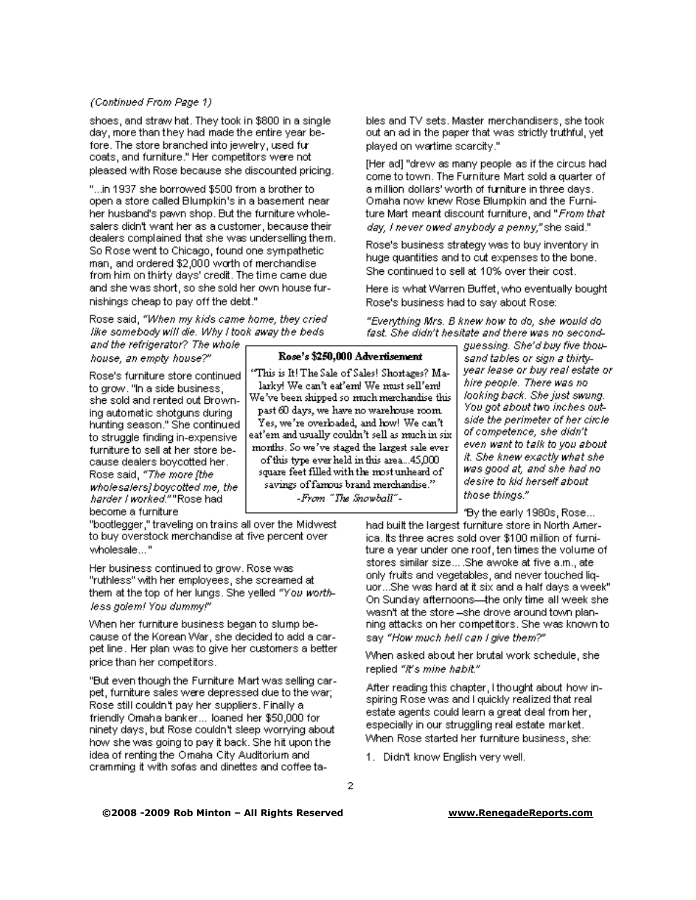*(Continued From Page 1)*

shoes, and straw hat. They took in $800 in a single day, more than they had made the entire year before. The store branched into jewelry, used fur coats, and furniture." Her competitors were not pleased with Rose because she discounted pricing.

"...in 1937 she borrowed $500 from a brother to open a store called Blumpkin's in a basement near her husband's pawn shop. But the furniture wholesalers didn't want her as a customer, because their dealers complained that she was underselling them. So Rose went to Chicago, found one sympathetic man, and ordered $2,000 worth of merchandise from him on thirty days' credit. The time came due and she was short, so she sold her own house furnishings cheap to pay off the debt."

Rose said, *"When my kids came home, they cried like somebody will die. Why I took away the beds and the refrigerator? The whole house, an empty house?"*

Rose's furniture store continued to grow. "In a side business, she sold and rented out Browning automatic shotguns during hunting season." She continued to struggle finding in-expensive furniture to sell at her store because dealers boycotted her. Rose said, *"The more [the wholesalers] boycotted me, the harder I worked."* "Rose had become a furniture "bootlegger," traveling on trains all over the Midwest to buy overstock merchandise at five percent over wholesale..."

Her business continued to grow. Rose was "ruthless" with her employees, she screamed at them at the top of her lungs. She yelled *"You worthless golem! You dummy!"*

When her furniture business began to slump because of the Korean War, she decided to add a carpet line. Her plan was to give her customers a better price than her competitors.

"But even though the Furniture Mart was selling carpet, furniture sales were depressed due to the war; Rose still couldn't pay her suppliers. Finally a friendly Omaha banker... loaned her $50,000 for ninety days, but Rose couldn't sleep worrying about how she was going to pay it back. She hit upon the idea of renting the Omaha City Auditorium and cramming it with sofas and dinettes and coffee tables and TV sets. Master merchandisers, she took out an ad in the paper that was strictly truthful, yet played on wartime scarcity."

[Her ad] "drew as many people as if the circus had come to town. The Furniture Mart sold a quarter of a million dollars' worth of furniture in three days. Omaha now knew Rose Blumpkin and the Furniture Mart meant discount furniture, and "*From that day, I never owed anybody a penny,*" she said."

Rose's business strategy was to buy inventory in huge quantities and to cut expenses to the bone. She continued to sell at 10% over their cost.

Here is what Warren Buffet, who eventually bought Rose's business had to say about Rose:

*"Everything Mrs. B knew how to do, she would do fast. She didn't hesitate and there was no second-guessing. She'd buy five thousand tables or sign a thirty-year lease or buy real estate or hire people. There was no looking back. She just swung. You got about two inches outside the perimeter of her circle of competence, she didn't even want to talk to you about it. She knew exactly what she was good at, and she had no desire to kid herself about those things."*

> **Rose's $250,000 Advertisement**
>
> "This is It! The Sale of Sales! Shortages? Malarky! We can't eat'em! We must sell'em! We've been shipped so much merchandise this past 60 days, we have no warehouse room. Yes, we're overloaded, and how! We can't eat'em and usually couldn't sell as much in six months. So we've staged the largest sale ever of this type ever held in this area...45,000 square feet filled with the most unheard of savings of famous brand merchandise."
>
> -From "The Snowball"-

"By the early 1980s, Rose... had built the largest furniture store in North America. Its three acres sold over $100 million of furniture a year under one roof, ten times the volume of stores similar size... .She awoke at five a.m., ate only fruits and vegetables, and never touched liquor...She was hard at it six and a half days a week" On Sunday afternoons—the only time all week she wasn't at the store –she drove around town planning attacks on her competitors. She was known to say *"How much hell can I give them?"*

When asked about her brutal work schedule, she replied *"It's mine habit."*

After reading this chapter, I thought about how inspiring Rose was and I quickly realized that real estate agents could learn a great deal from her, especially in our struggling real estate market. When Rose started her furniture business, she:

1. Didn't know English very well.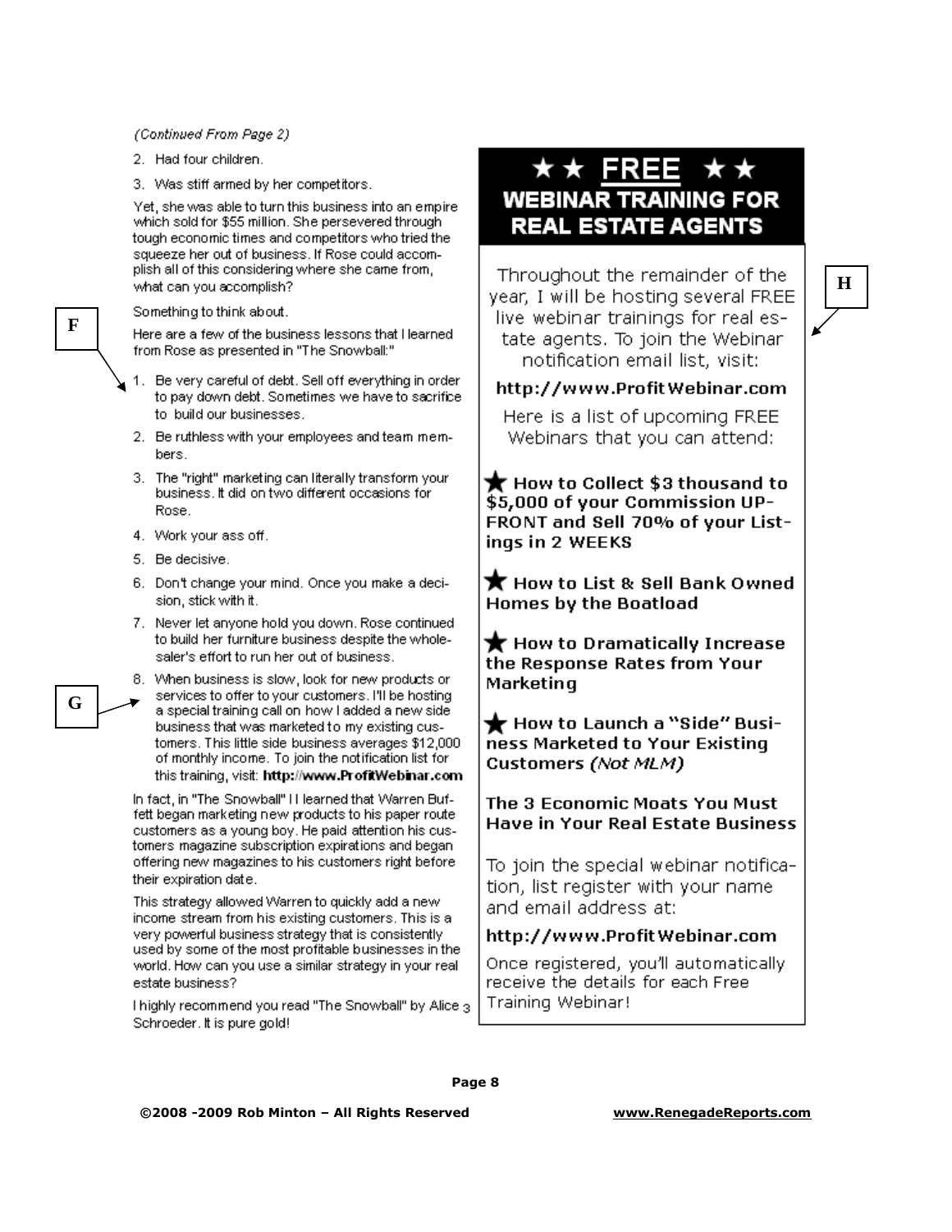*(Continued From Page 2)*

2. Had four children.
3. Was stiff armed by her competitors.

Yet, she was able to turn this business into an empire which sold for $55 million. She persevered through tough economic times and competitors who tried the squeeze her out of business. If Rose could accomplish all of this considering where she came from, what can you accomplish?

Something to think about.

Here are a few of the business lessons that I learned from Rose as presented in "The Snowball:"

1. Be very careful of debt. Sell off everything in order to pay down debt. Sometimes we have to sacrifice to build our businesses.
2. Be ruthless with your employees and team members.
3. The "right" marketing can literally transform your business. It did on two different occasions for Rose.
4. Work your ass off.
5. Be decisive.
6. Don't change your mind. Once you make a decision, stick with it.
7. Never let anyone hold you down. Rose continued to build her furniture business despite the wholesaler's effort to run her out of business.
8. When business is slow, look for new products or services to offer to your customers. I'll be hosting a special training call on how I added a new side business that was marketed to my existing customers. This little side business averages $12,000 of monthly income. To join the notification list for this training, visit: **http://www.ProfitWebinar.com**

In fact, in "The Snowball" I I learned that Warren Buffett began marketing new products to his paper route customers as a young boy. He paid attention his customers magazine subscription expirations and began offering new magazines to his customers right before their expiration date.

This strategy allowed Warren to quickly add a new income stream from his existing customers. This is a very powerful business strategy that is consistently used by some of the most profitable businesses in the world. How can you use a similar strategy in your real estate business?

I highly recommend you read "The Snowball" by Alice Schroeder. It is pure gold!

## ★★ FREE ★★ WEBINAR TRAINING FOR REAL ESTATE AGENTS

Throughout the remainder of the year, I will be hosting several FREE live webinar trainings for real estate agents. To join the Webinar notification email list, visit:

**http://www.ProfitWebinar.com**

Here is a list of upcoming FREE Webinars that you can attend:

- ★ **How to Collect $3 thousand to $5,000 of your Commission UP-FRONT and Sell 70% of your Listings in 2 WEEKS**
- ★ **How to List & Sell Bank Owned Homes by the Boatload**
- ★ **How to Dramatically Increase the Response Rates from Your Marketing**
- ★ **How to Launch a "Side" Business Marketed to Your Existing Customers** ***(Not MLM)***

**The 3 Economic Moats You Must Have in Your Real Estate Business**

To join the special webinar notification, list register with your name and email address at:

**http://www.ProfitWebinar.com**

Once registered, you'll automatically receive the details for each Free Training Webinar!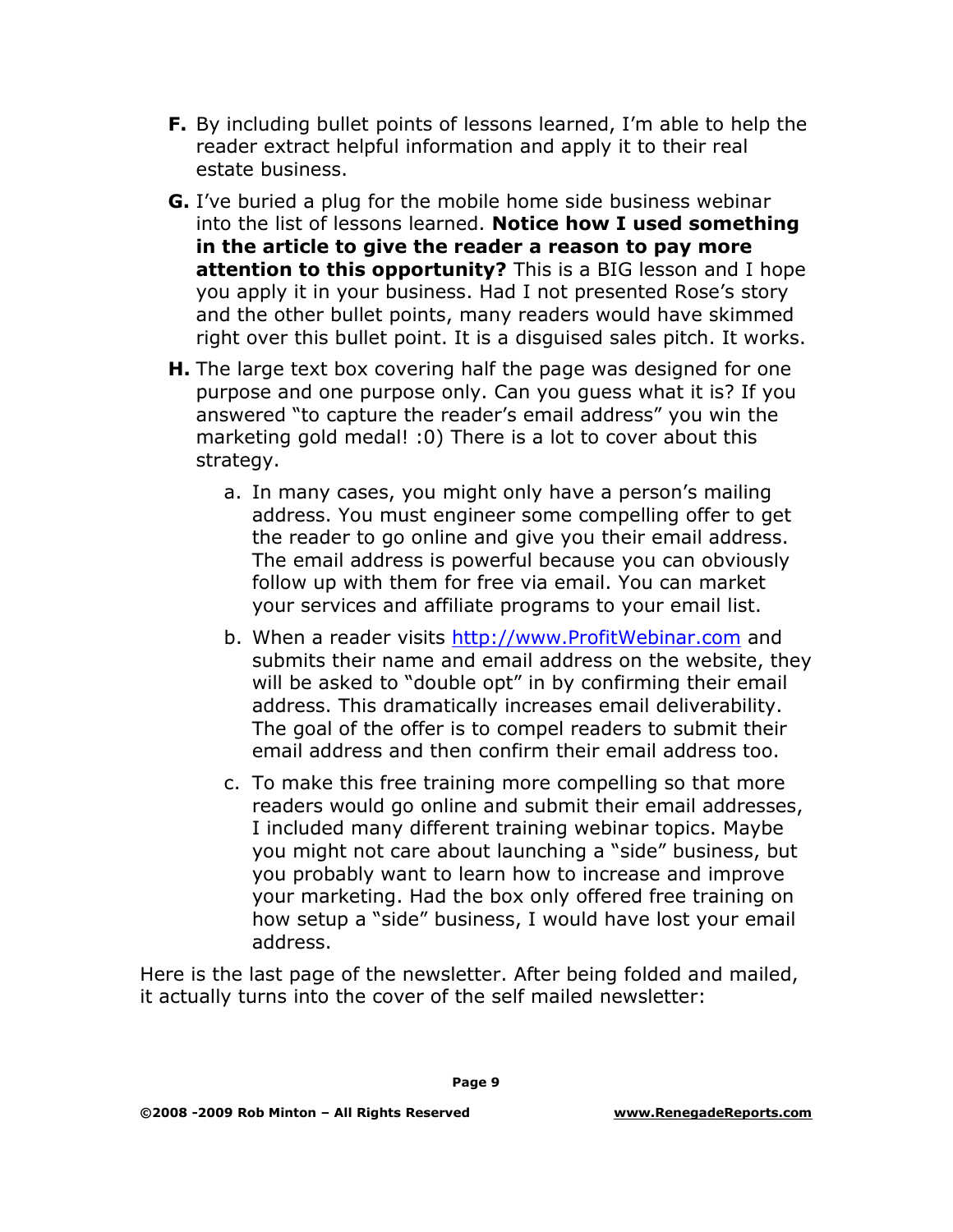**F.** By including bullet points of lessons learned, I'm able to help the reader extract helpful information and apply it to their real estate business.

**G.** I've buried a plug for the mobile home side business webinar into the list of lessons learned. **Notice how I used something in the article to give the reader a reason to pay more attention to this opportunity?** This is a BIG lesson and I hope you apply it in your business. Had I not presented Rose's story and the other bullet points, many readers would have skimmed right over this bullet point. It is a disguised sales pitch. It works.

**H.** The large text box covering half the page was designed for one purpose and one purpose only. Can you guess what it is? If you answered "to capture the reader's email address" you win the marketing gold medal! :0) There is a lot to cover about this strategy.

   a. In many cases, you might only have a person's mailing address. You must engineer some compelling offer to get the reader to go online and give you their email address. The email address is powerful because you can obviously follow up with them for free via email. You can market your services and affiliate programs to your email list.

   b. When a reader visits http://www.ProfitWebinar.com and submits their name and email address on the website, they will be asked to "double opt" in by confirming their email address. This dramatically increases email deliverability. The goal of the offer is to compel readers to submit their email address and then confirm their email address too.

   c. To make this free training more compelling so that more readers would go online and submit their email addresses, I included many different training webinar topics. Maybe you might not care about launching a "side" business, but you probably want to learn how to increase and improve your marketing. Had the box only offered free training on how setup a "side" business, I would have lost your email address.

Here is the last page of the newsletter. After being folded and mailed, it actually turns into the cover of the self mailed newsletter: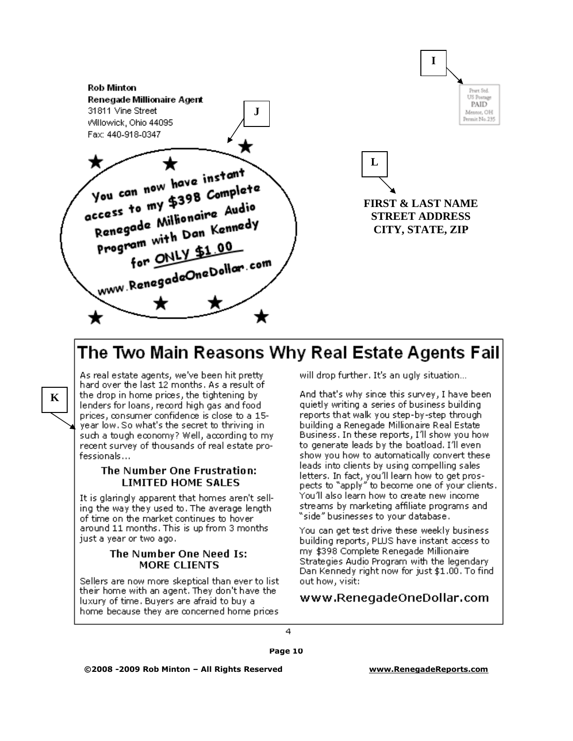**Rob Minton**
**Renegade Millionaire Agent**
31811 Vine Street
Willowick, Ohio 44095
Fax: 440-918-0347

**I**

Prsrt Std.
US Postage
PAID
Mentor, OH
Permit No.235

**J**

You can now have instant access to my $398 Complete Renegade Millionaire Audio Program with Dan Kennedy for ONLY $1.00

www.RenegadeOneDollar.com

**L**

**FIRST & LAST NAME**
**STREET ADDRESS**
**CITY, STATE, ZIP**

**K**

# The Two Main Reasons Why Real Estate Agents Fail

As real estate agents, we've been hit pretty hard over the last 12 months. As a result of the drop in home prices, the tightening by lenders for loans, record high gas and food prices, consumer confidence is close to a 15-year low. So what's the secret to thriving in such a tough economy? Well, according to my recent survey of thousands of real estate professionals...

### The Number One Frustration: LIMITED HOME SALES

It is glaringly apparent that homes aren't selling the way they used to. The average length of time on the market continues to hover around 11 months. This is up from 3 months just a year or two ago.

### The Number One Need Is: MORE CLIENTS

Sellers are now more skeptical than ever to list their home with an agent. They don't have the luxury of time. Buyers are afraid to buy a home because they are concerned home prices will drop further. It's an ugly situation...

And that's why since this survey, I have been quietly writing a series of business building reports that walk you step-by-step through building a Renegade Millionaire Real Estate Business. In these reports, I'll show you how to generate leads by the boatload. I'll even show you how to automatically convert these leads into clients by using compelling sales letters. In fact, you'll learn how to get prospects to "apply" to become one of your clients. You'll also learn how to create new income streams by marketing affiliate programs and "side" businesses to your database.

You can get test drive these weekly business building reports, PLUS have instant access to my $398 Complete Renegade Millionaire Strategies Audio Program with the legendary Dan Kennedy right now for just $1.00. To find out how, visit:

www.RenegadeOneDollar.com

4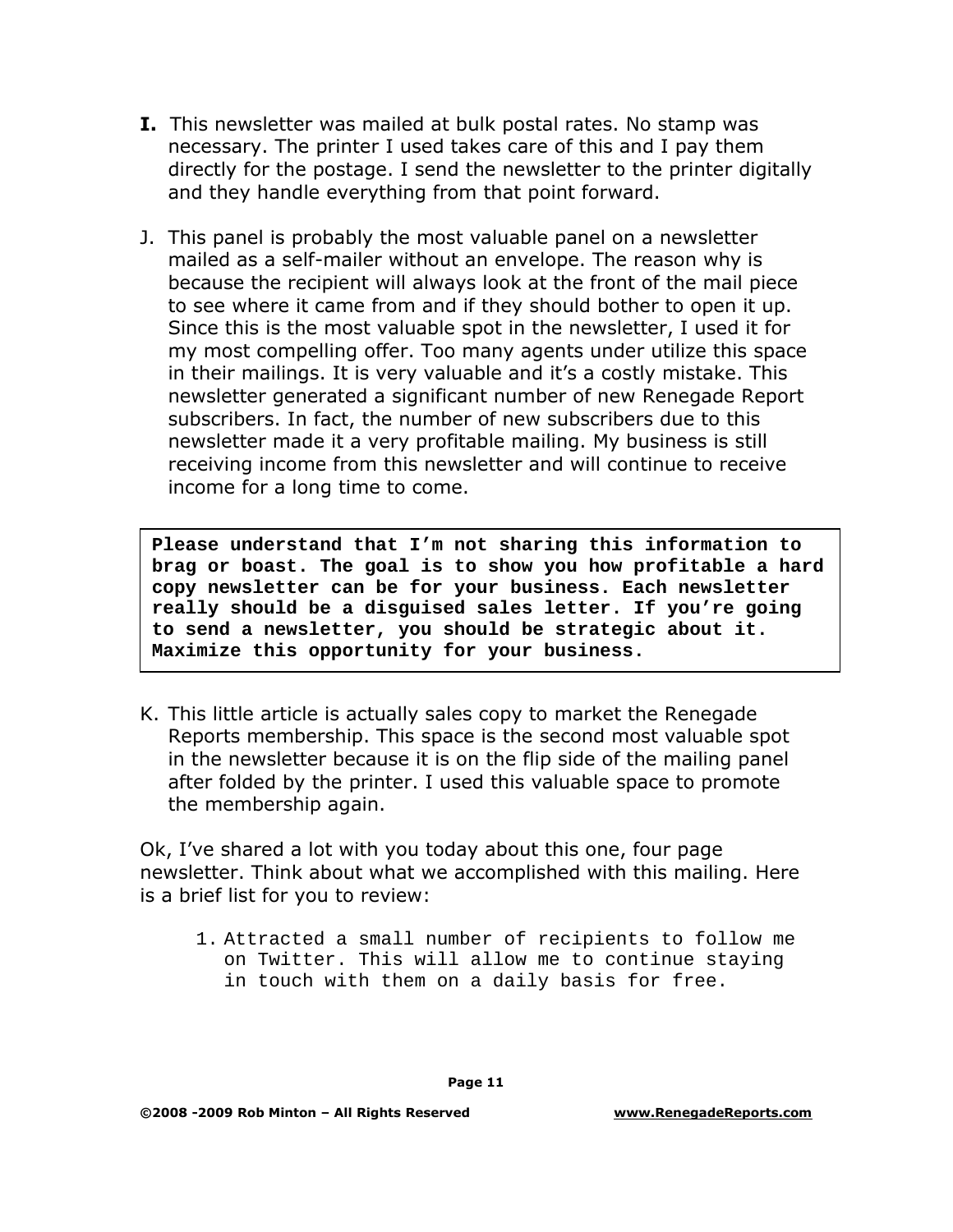**I.** This newsletter was mailed at bulk postal rates. No stamp was necessary. The printer I used takes care of this and I pay them directly for the postage. I send the newsletter to the printer digitally and they handle everything from that point forward.

J. This panel is probably the most valuable panel on a newsletter mailed as a self-mailer without an envelope. The reason why is because the recipient will always look at the front of the mail piece to see where it came from and if they should bother to open it up. Since this is the most valuable spot in the newsletter, I used it for my most compelling offer. Too many agents under utilize this space in their mailings. It is very valuable and it's a costly mistake. This newsletter generated a significant number of new Renegade Report subscribers. In fact, the number of new subscribers due to this newsletter made it a very profitable mailing. My business is still receiving income from this newsletter and will continue to receive income for a long time to come.

> **Please understand that I'm not sharing this information to brag or boast. The goal is to show you how profitable a hard copy newsletter can be for your business. Each newsletter really should be a disguised sales letter. If you're going to send a newsletter, you should be strategic about it. Maximize this opportunity for your business.**

K. This little article is actually sales copy to market the Renegade Reports membership. This space is the second most valuable spot in the newsletter because it is on the flip side of the mailing panel after folded by the printer. I used this valuable space to promote the membership again.

Ok, I've shared a lot with you today about this one, four page newsletter. Think about what we accomplished with this mailing. Here is a brief list for you to review:

1. Attracted a small number of recipients to follow me on Twitter. This will allow me to continue staying in touch with them on a daily basis for free.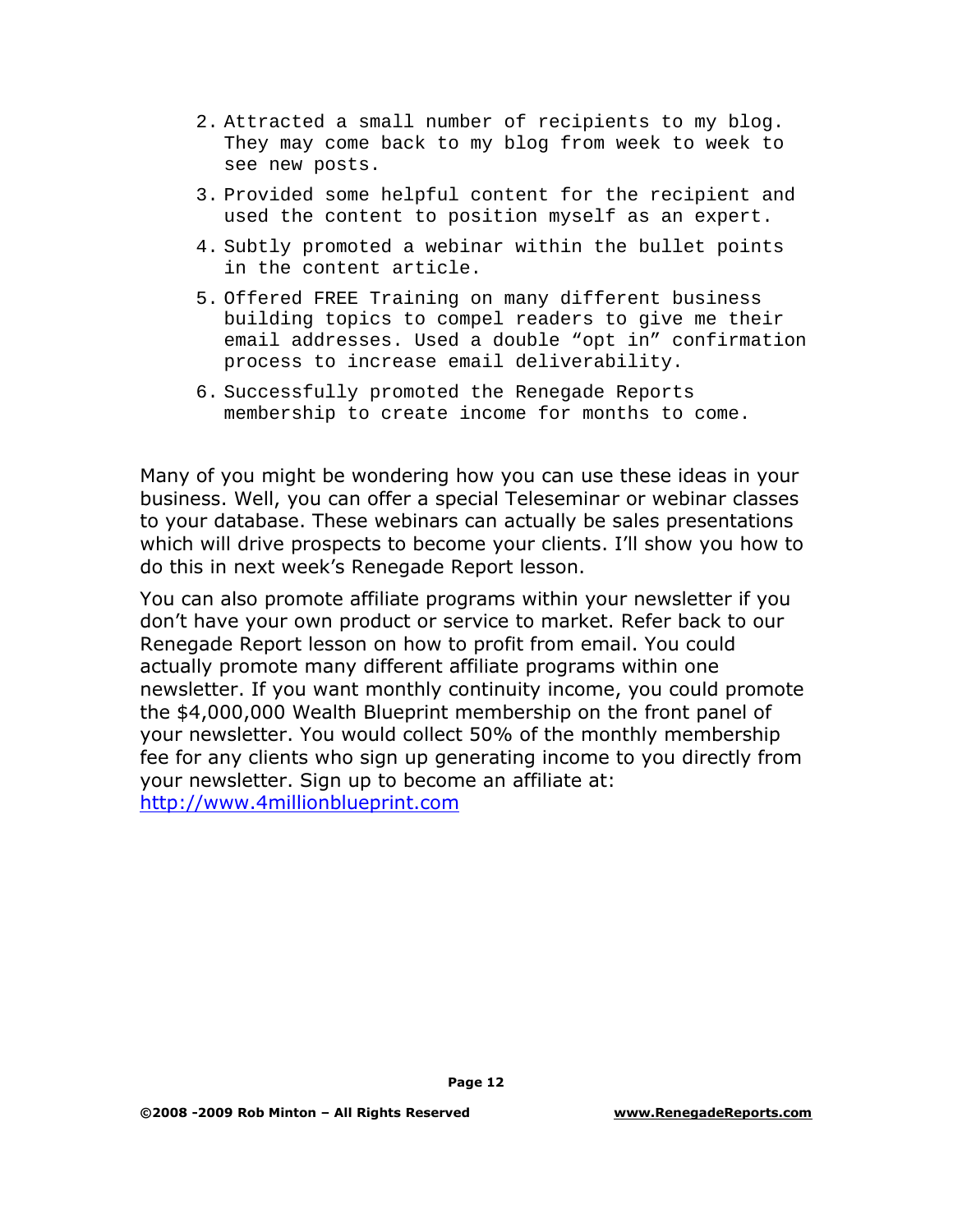2. Attracted a small number of recipients to my blog. They may come back to my blog from week to week to see new posts.
3. Provided some helpful content for the recipient and used the content to position myself as an expert.
4. Subtly promoted a webinar within the bullet points in the content article.
5. Offered FREE Training on many different business building topics to compel readers to give me their email addresses. Used a double "opt in" confirmation process to increase email deliverability.
6. Successfully promoted the Renegade Reports membership to create income for months to come.

Many of you might be wondering how you can use these ideas in your business. Well, you can offer a special Teleseminar or webinar classes to your database. These webinars can actually be sales presentations which will drive prospects to become your clients. I'll show you how to do this in next week's Renegade Report lesson.

You can also promote affiliate programs within your newsletter if you don't have your own product or service to market. Refer back to our Renegade Report lesson on how to profit from email. You could actually promote many different affiliate programs within one newsletter. If you want monthly continuity income, you could promote the $4,000,000 Wealth Blueprint membership on the front panel of your newsletter. You would collect 50% of the monthly membership fee for any clients who sign up generating income to you directly from your newsletter. Sign up to become an affiliate at: http://www.4millionblueprint.com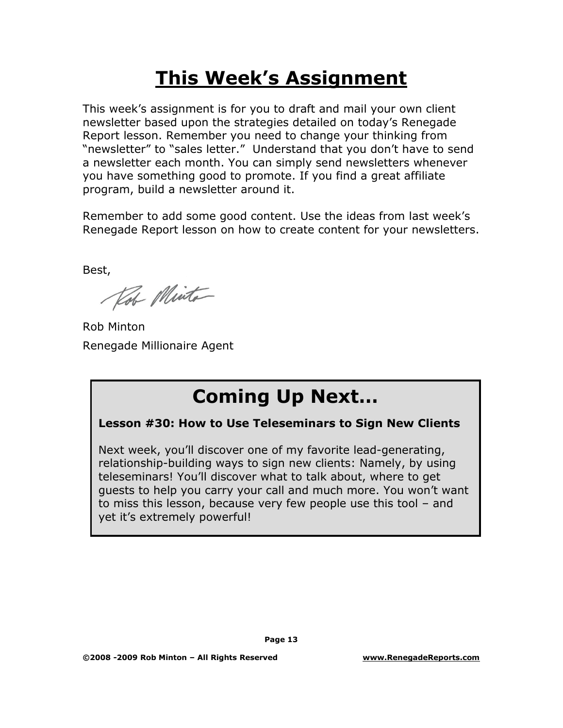# This Week's Assignment

This week's assignment is for you to draft and mail your own client newsletter based upon the strategies detailed on today's Renegade Report lesson. Remember you need to change your thinking from "newsletter" to "sales letter." Understand that you don't have to send a newsletter each month. You can simply send newsletters whenever you have something good to promote. If you find a great affiliate program, build a newsletter around it.

Remember to add some good content. Use the ideas from last week's Renegade Report lesson on how to create content for your newsletters.

Best,

Rob Minton

Renegade Millionaire Agent

## Coming Up Next…

**Lesson #30: How to Use Teleseminars to Sign New Clients**

Next week, you'll discover one of my favorite lead-generating, relationship-building ways to sign new clients: Namely, by using teleseminars! You'll discover what to talk about, where to get guests to help you carry your call and much more. You won't want to miss this lesson, because very few people use this tool – and yet it's extremely powerful!